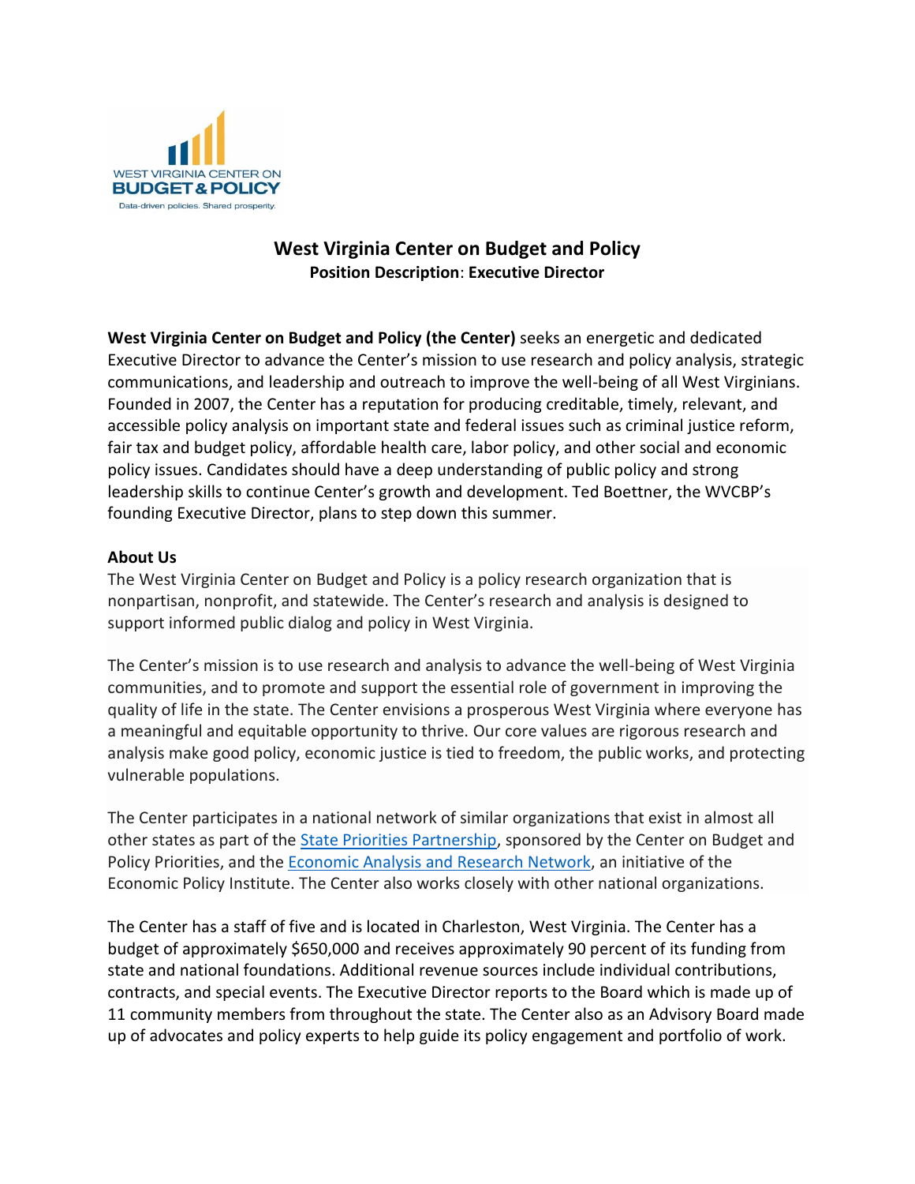WEST VIRGINIA CENTER ON
BUDGET & POLICY
Data-driven policies. Shared prosperity.

# West Virginia Center on Budget and Policy

**Position Description**: **Executive Director**

**West Virginia Center on Budget and Policy (the Center)** seeks an energetic and dedicated Executive Director to advance the Center's mission to use research and policy analysis, strategic communications, and leadership and outreach to improve the well-being of all West Virginians. Founded in 2007, the Center has a reputation for producing creditable, timely, relevant, and accessible policy analysis on important state and federal issues such as criminal justice reform, fair tax and budget policy, affordable health care, labor policy, and other social and economic policy issues. Candidates should have a deep understanding of public policy and strong leadership skills to continue Center's growth and development. Ted Boettner, the WVCBP's founding Executive Director, plans to step down this summer.

**About Us**

The West Virginia Center on Budget and Policy is a policy research organization that is nonpartisan, nonprofit, and statewide. The Center's research and analysis is designed to support informed public dialog and policy in West Virginia.

The Center's mission is to use research and analysis to advance the well-being of West Virginia communities, and to promote and support the essential role of government in improving the quality of life in the state. The Center envisions a prosperous West Virginia where everyone has a meaningful and equitable opportunity to thrive. Our core values are rigorous research and analysis make good policy, economic justice is tied to freedom, the public works, and protecting vulnerable populations.

The Center participates in a national network of similar organizations that exist in almost all other states as part of the State Priorities Partnership, sponsored by the Center on Budget and Policy Priorities, and the Economic Analysis and Research Network, an initiative of the Economic Policy Institute. The Center also works closely with other national organizations.

The Center has a staff of five and is located in Charleston, West Virginia. The Center has a budget of approximately $650,000 and receives approximately 90 percent of its funding from state and national foundations. Additional revenue sources include individual contributions, contracts, and special events. The Executive Director reports to the Board which is made up of 11 community members from throughout the state. The Center also as an Advisory Board made up of advocates and policy experts to help guide its policy engagement and portfolio of work.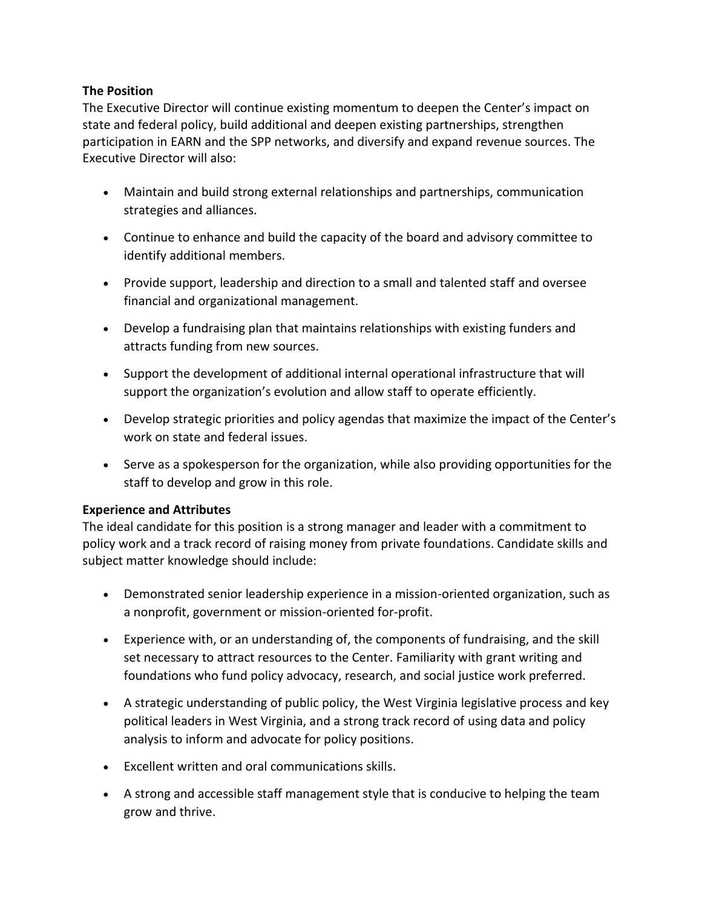**The Position**

The Executive Director will continue existing momentum to deepen the Center's impact on state and federal policy, build additional and deepen existing partnerships, strengthen participation in EARN and the SPP networks, and diversify and expand revenue sources. The Executive Director will also:

- Maintain and build strong external relationships and partnerships, communication strategies and alliances.
- Continue to enhance and build the capacity of the board and advisory committee to identify additional members.
- Provide support, leadership and direction to a small and talented staff and oversee financial and organizational management.
- Develop a fundraising plan that maintains relationships with existing funders and attracts funding from new sources.
- Support the development of additional internal operational infrastructure that will support the organization's evolution and allow staff to operate efficiently.
- Develop strategic priorities and policy agendas that maximize the impact of the Center's work on state and federal issues.
- Serve as a spokesperson for the organization, while also providing opportunities for the staff to develop and grow in this role.

**Experience and Attributes**

The ideal candidate for this position is a strong manager and leader with a commitment to policy work and a track record of raising money from private foundations. Candidate skills and subject matter knowledge should include:

- Demonstrated senior leadership experience in a mission-oriented organization, such as a nonprofit, government or mission-oriented for-profit.
- Experience with, or an understanding of, the components of fundraising, and the skill set necessary to attract resources to the Center. Familiarity with grant writing and foundations who fund policy advocacy, research, and social justice work preferred.
- A strategic understanding of public policy, the West Virginia legislative process and key political leaders in West Virginia, and a strong track record of using data and policy analysis to inform and advocate for policy positions.
- Excellent written and oral communications skills.
- A strong and accessible staff management style that is conducive to helping the team grow and thrive.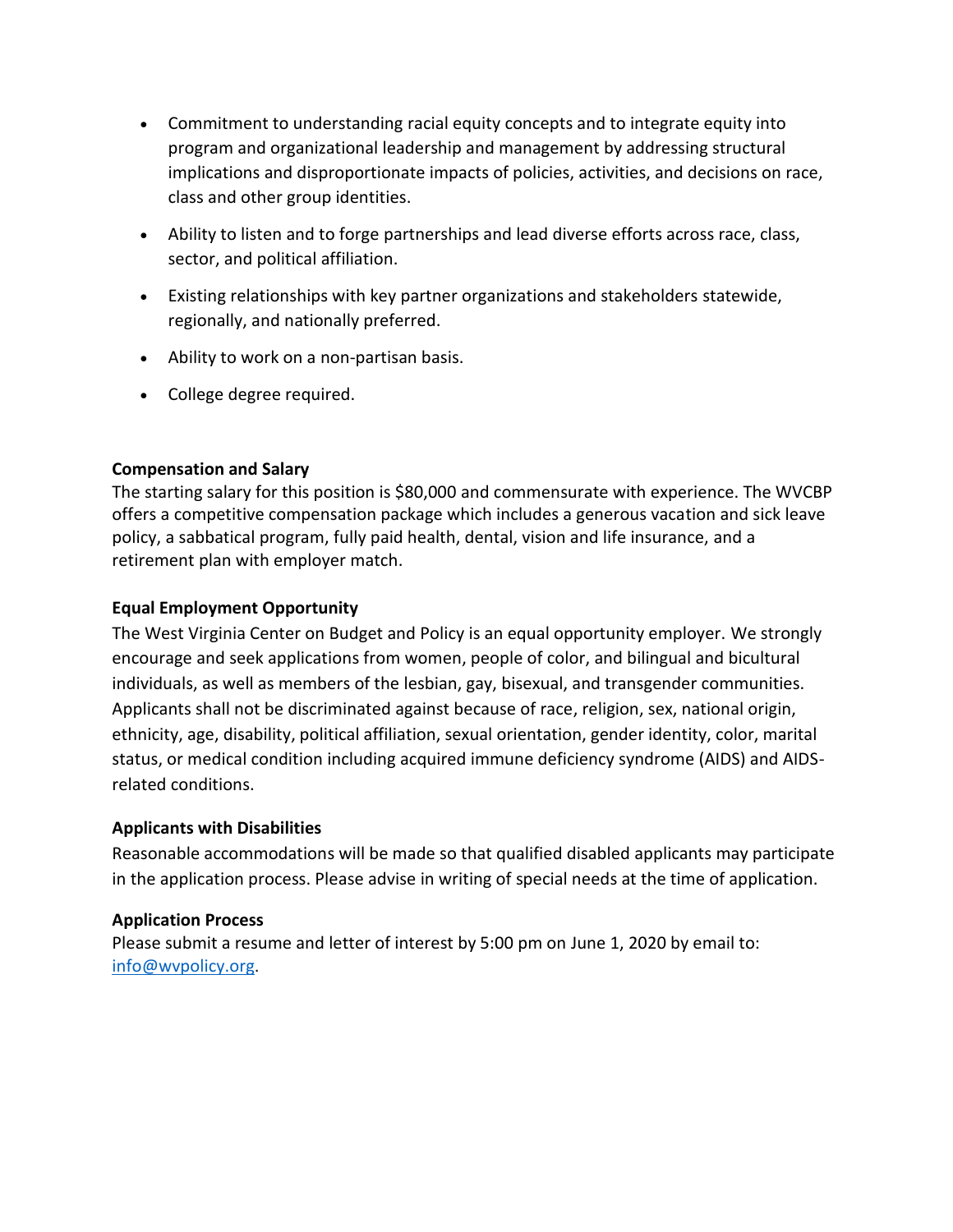- Commitment to understanding racial equity concepts and to integrate equity into program and organizational leadership and management by addressing structural implications and disproportionate impacts of policies, activities, and decisions on race, class and other group identities.
- Ability to listen and to forge partnerships and lead diverse efforts across race, class, sector, and political affiliation.
- Existing relationships with key partner organizations and stakeholders statewide, regionally, and nationally preferred.
- Ability to work on a non-partisan basis.
- College degree required.

**Compensation and Salary**

The starting salary for this position is $80,000 and commensurate with experience. The WVCBP offers a competitive compensation package which includes a generous vacation and sick leave policy, a sabbatical program, fully paid health, dental, vision and life insurance, and a retirement plan with employer match.

**Equal Employment Opportunity**

The West Virginia Center on Budget and Policy is an equal opportunity employer. We strongly encourage and seek applications from women, people of color, and bilingual and bicultural individuals, as well as members of the lesbian, gay, bisexual, and transgender communities. Applicants shall not be discriminated against because of race, religion, sex, national origin, ethnicity, age, disability, political affiliation, sexual orientation, gender identity, color, marital status, or medical condition including acquired immune deficiency syndrome (AIDS) and AIDS-related conditions.

**Applicants with Disabilities**

Reasonable accommodations will be made so that qualified disabled applicants may participate in the application process. Please advise in writing of special needs at the time of application.

**Application Process**

Please submit a resume and letter of interest by 5:00 pm on June 1, 2020 by email to: info@wvpolicy.org.